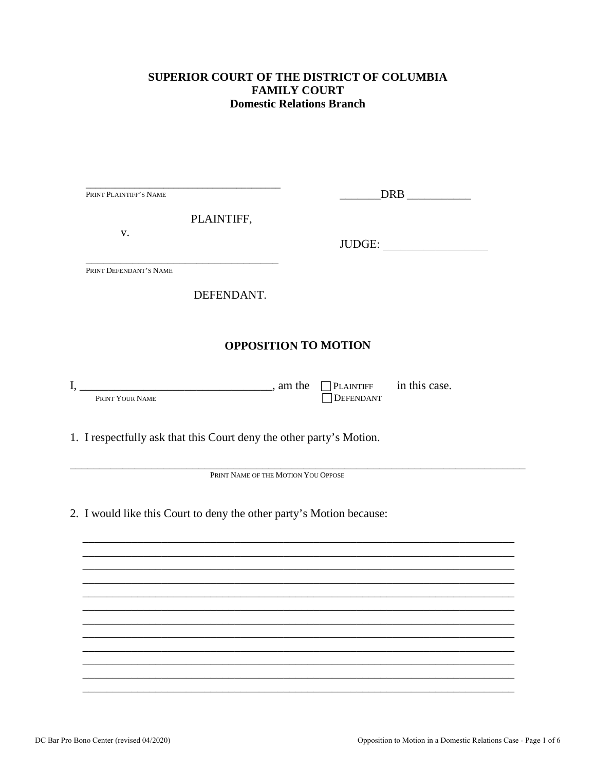**SUPERIOR COURT OF THE DISTRICT OF COLUMBIA**
**FAMILY COURT**
**Domestic Relations Branch**

______________________________________
PRINT PLAINTIFF'S NAME

PLAINTIFF,

v.

______________________________________
PRINT DEFENDANT'S NAME

DEFENDANT.

_______DRB ___________

JUDGE: __________________

## OPPOSITION TO MOTION

I, _________________________________, am the ☐ PLAINTIFF ☐ DEFENDANT in this case.
PRINT YOUR NAME

1. I respectfully ask that this Court deny the other party's Motion.

_______________________________________________________________________________
PRINT NAME OF THE MOTION YOU OPPOSE

2. I would like this Court to deny the other party's Motion because:

_______________________________________________________________________________
_______________________________________________________________________________
_______________________________________________________________________________
_______________________________________________________________________________
_______________________________________________________________________________
_______________________________________________________________________________
_______________________________________________________________________________
_______________________________________________________________________________
_______________________________________________________________________________
_______________________________________________________________________________
_______________________________________________________________________________
_______________________________________________________________________________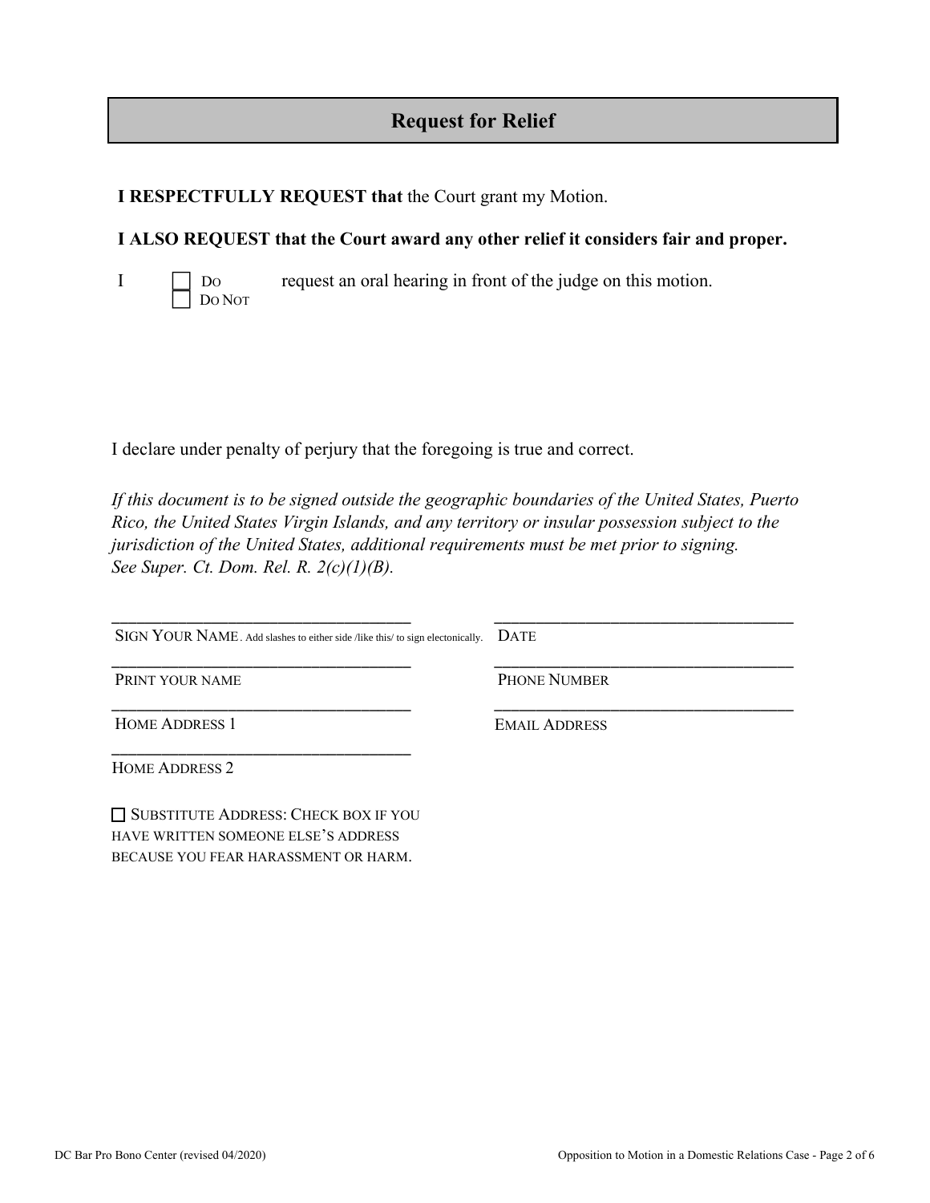## Request for Relief

**I RESPECTFULLY REQUEST that** the Court grant my Motion.

**I ALSO REQUEST that the Court award any other relief it considers fair and proper.**

I ☐ DO ☐ DO NOT request an oral hearing in front of the judge on this motion.

I declare under penalty of perjury that the foregoing is true and correct.

*If this document is to be signed outside the geographic boundaries of the United States, Puerto Rico, the United States Virgin Islands, and any territory or insular possession subject to the jurisdiction of the United States, additional requirements must be met prior to signing. See Super. Ct. Dom. Rel. R. 2(c)(1)(B).*

| | |
|---|---|
| ______________________________ | ______________________________ |
| SIGN YOUR NAME. Add slashes to either side /like this/ to sign electonically. | DATE |
| ______________________________ | ______________________________ |
| PRINT YOUR NAME | PHONE NUMBER |
| ______________________________ | ______________________________ |
| HOME ADDRESS 1 | EMAIL ADDRESS |
| ______________________________ | |
| HOME ADDRESS 2 | |

☐ SUBSTITUTE ADDRESS: CHECK BOX IF YOU HAVE WRITTEN SOMEONE ELSE'S ADDRESS BECAUSE YOU FEAR HARASSMENT OR HARM.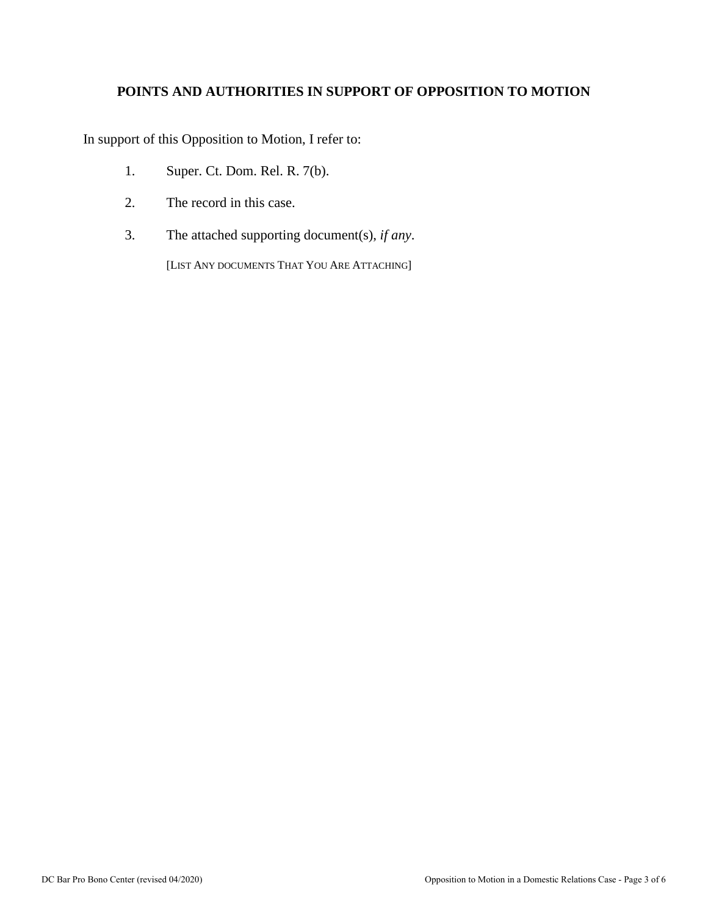## POINTS AND AUTHORITIES IN SUPPORT OF OPPOSITION TO MOTION

In support of this Opposition to Motion, I refer to:

1. Super. Ct. Dom. Rel. R. 7(b).
2. The record in this case.
3. The attached supporting document(s), *if any*.

   [LIST ANY DOCUMENTS THAT YOU ARE ATTACHING]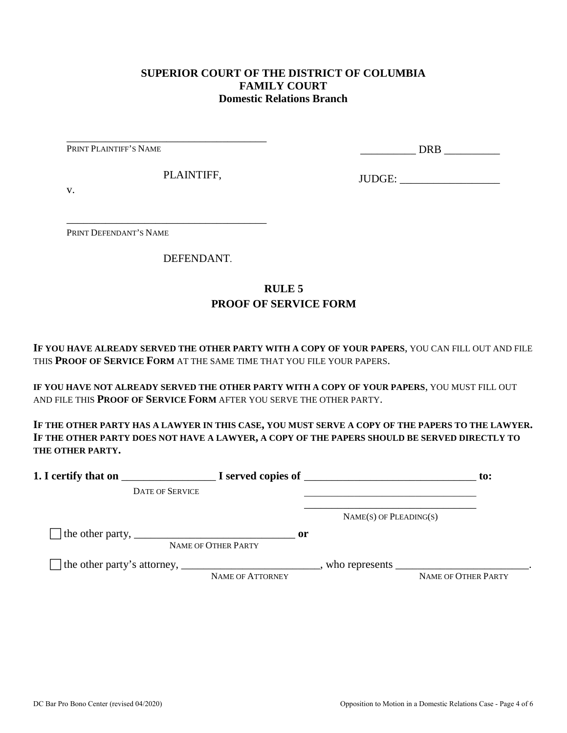**SUPERIOR COURT OF THE DISTRICT OF COLUMBIA**
**FAMILY COURT**
**Domestic Relations Branch**

_____________________________________
PRINT PLAINTIFF'S NAME

PLAINTIFF,

v.

_____________________________________
PRINT DEFENDANT'S NAME

DEFENDANT.

__________ DRB __________

JUDGE: __________________

## RULE 5
## PROOF OF SERVICE FORM

**IF YOU HAVE ALREADY SERVED THE OTHER PARTY WITH A COPY OF YOUR PAPERS**, YOU CAN FILL OUT AND FILE THIS **PROOF OF SERVICE FORM** AT THE SAME TIME THAT YOU FILE YOUR PAPERS.

**IF YOU HAVE NOT ALREADY SERVED THE OTHER PARTY WITH A COPY OF YOUR PAPERS**, YOU MUST FILL OUT AND FILE THIS **PROOF OF SERVICE FORM** AFTER YOU SERVE THE OTHER PARTY.

**IF THE OTHER PARTY HAS A LAWYER IN THIS CASE, YOU MUST SERVE A COPY OF THE PAPERS TO THE LAWYER. IF THE OTHER PARTY DOES NOT HAVE A LAWYER, A COPY OF THE PAPERS SHOULD BE SERVED DIRECTLY TO THE OTHER PARTY.**

**1. I certify that on** _________________ **I served copies of** _______________________________ **to:**
DATE OF SERVICE
_______________________________
_______________________________
NAME(S) OF PLEADING(S)

☐ the other party, _____________________________ **or**
NAME OF OTHER PARTY

☐ the other party's attorney, _________________________, who represents ________________________.
NAME OF ATTORNEY NAME OF OTHER PARTY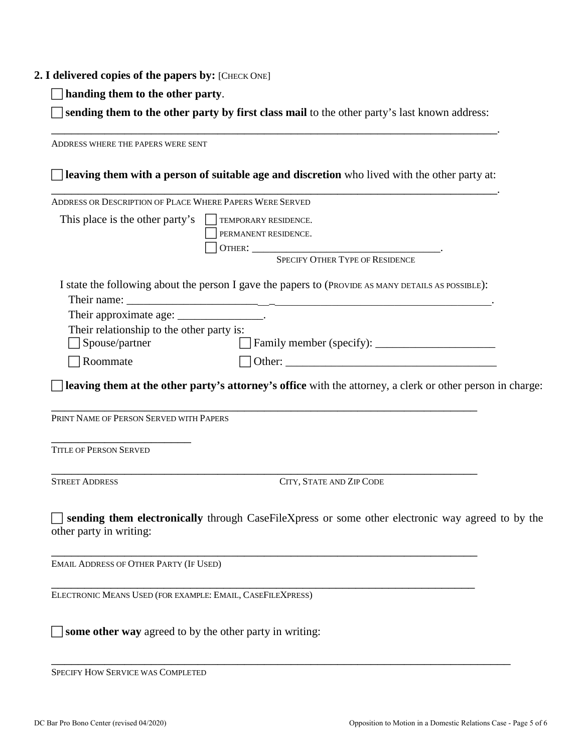**2. I delivered copies of the papers by:** [CHECK ONE]

☐ **handing them to the other party**.

☐ **sending them to the other party by first class mail** to the other party's last known address:

_______________________________________________________________________________.
ADDRESS WHERE THE PAPERS WERE SENT

☐ **leaving them with a person of suitable age and discretion** who lived with the other party at:

_______________________________________________________________________________.
ADDRESS OR DESCRIPTION OF PLACE WHERE PAPERS WERE SERVED

This place is the other party's
☐ TEMPORARY RESIDENCE.
☐ PERMANENT RESIDENCE.
☐ OTHER: ___________________________________.
SPECIFY OTHER TYPE OF RESIDENCE

I state the following about the person I gave the papers to (PROVIDE AS MANY DETAILS AS POSSIBLE):

Their name: ______________________________________________________________.

Their approximate age: _______________.

Their relationship to the other party is:

☐ Spouse/partner ☐ Family member (specify): _____________________

☐ Roommate ☐ Other: ______________________________________

☐ **leaving them at the other party's attorney's office** with the attorney, a clerk or other person in charge:

_______________________________________________________________________________
PRINT NAME OF PERSON SERVED WITH PAPERS

__________________________
TITLE OF PERSON SERVED

_______________________________________________________________________________
STREET ADDRESS CITY, STATE AND ZIP CODE

☐ **sending them electronically** through CaseFileXpress or some other electronic way agreed to by the other party in writing:

_______________________________________________________________________________
EMAIL ADDRESS OF OTHER PARTY (IF USED)

_______________________________________________________________________________
ELECTRONIC MEANS USED (FOR EXAMPLE: EMAIL, CASEFILEXPRESS)

☐ **some other way** agreed to by the other party in writing:

_______________________________________________________________________________
SPECIFY HOW SERVICE WAS COMPLETED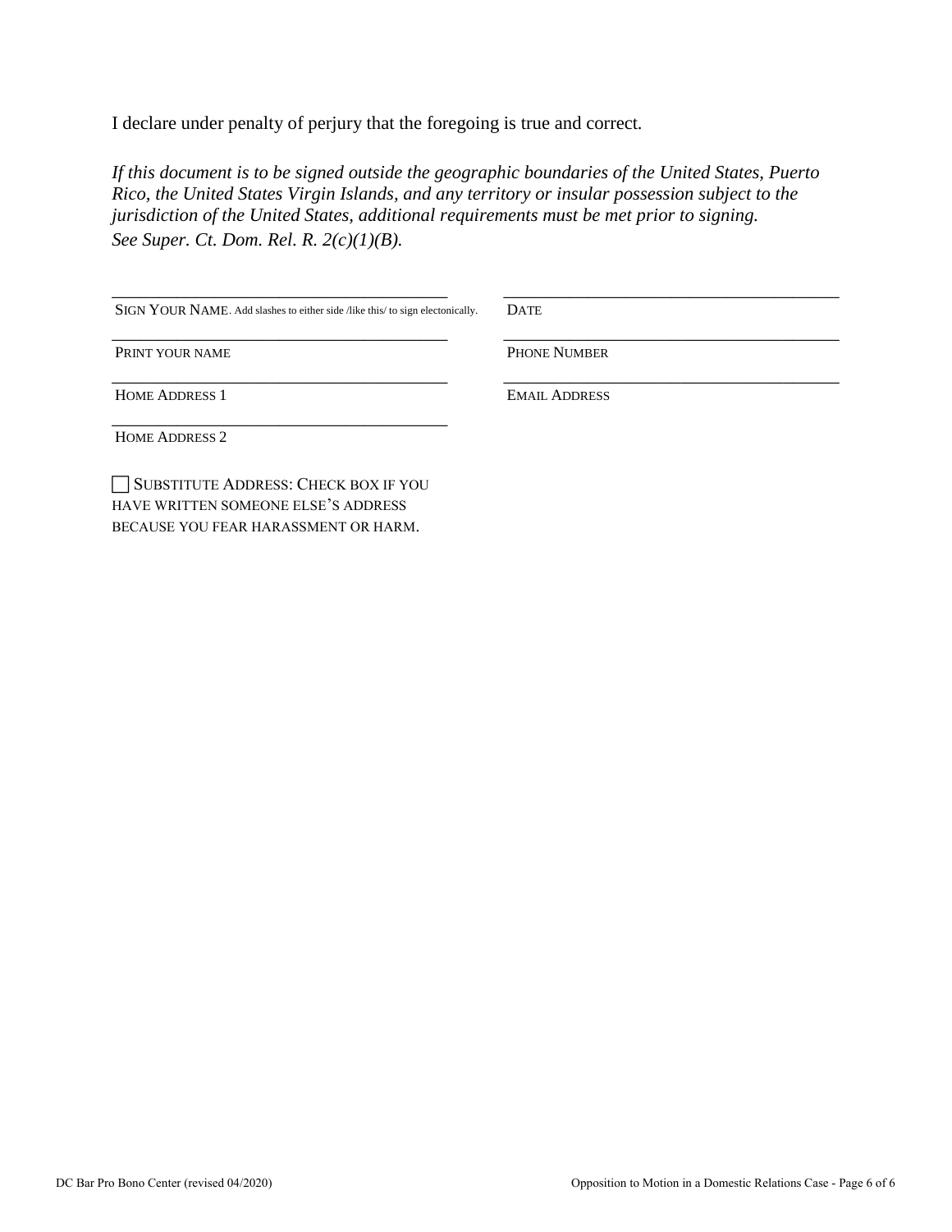I declare under penalty of perjury that the foregoing is true and correct.

*If this document is to be signed outside the geographic boundaries of the United States, Puerto Rico, the United States Virgin Islands, and any territory or insular possession subject to the jurisdiction of the United States, additional requirements must be met prior to signing. See Super. Ct. Dom. Rel. R. 2(c)(1)(B).*

| | |
|---|---|
| ______________________________ | ______________________________ |
| SIGN YOUR NAME. Add slashes to either side /like this/ to sign electonically. | DATE |
| ______________________________ | ______________________________ |
| PRINT YOUR NAME | PHONE NUMBER |
| ______________________________ | ______________________________ |
| HOME ADDRESS 1 | EMAIL ADDRESS |
| ______________________________ | |
| HOME ADDRESS 2 | |

☐ SUBSTITUTE ADDRESS: CHECK BOX IF YOU HAVE WRITTEN SOMEONE ELSE'S ADDRESS BECAUSE YOU FEAR HARASSMENT OR HARM.